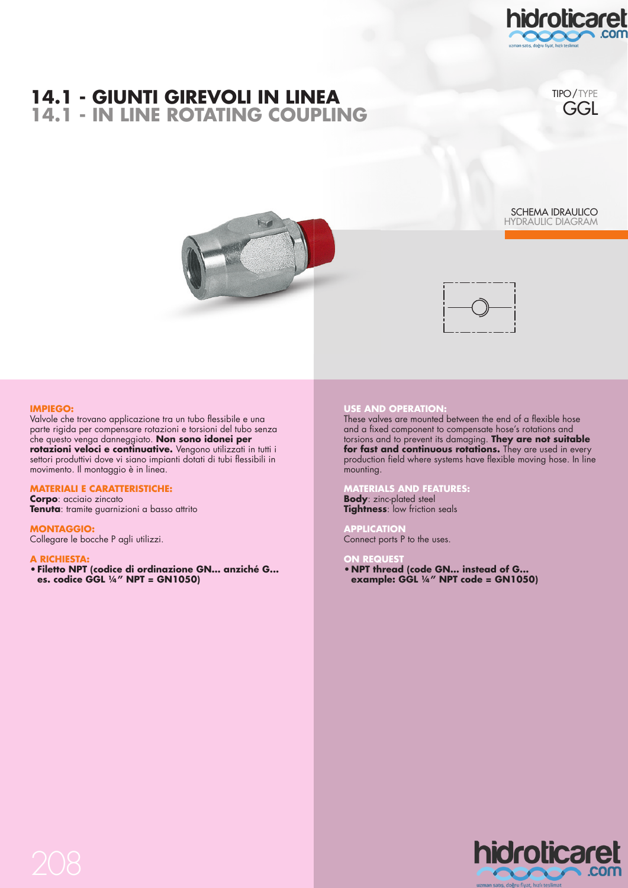# 14.1 - GIUNTI GIREVOLI IN LINEA
# 14.1 - IN LINE ROTATING COUPLING

TIPO / TYPE
GGL

SCHEMA IDRAULICO
HYDRAULIC DIAGRAM

**IMPIEGO:**
Valvole che trovano applicazione tra un tubo flessibile e una parte rigida per compensare rotazioni e torsioni del tubo senza che questo venga danneggiato. **Non sono idonei per rotazioni veloci e continuative.** Vengono utilizzati in tutti i settori produttivi dove vi siano impianti dotati di tubi flessibili in movimento. Il montaggio è in linea.

**MATERIALI E CARATTERISTICHE:**
**Corpo**: acciaio zincato
**Tenuta**: tramite guarnizioni a basso attrito

**MONTAGGIO:**
Collegare le bocche P agli utilizzi.

**A RICHIESTA:**
- **Filetto NPT (codice di ordinazione GN... anziché G... es. codice GGL ¼" NPT = GN1050)**

**USE AND OPERATION:**
These valves are mounted between the end of a flexible hose and a fixed component to compensate hose's rotations and torsions and to prevent its damaging. **They are not suitable for fast and continuous rotations.** They are used in every production field where systems have flexible moving hose. In line mounting.

**MATERIALS AND FEATURES:**
**Body**: zinc-plated steel
**Tightness**: low friction seals

**APPLICATION**
Connect ports P to the uses.

**ON REQUEST**
- **NPT thread (code GN... instead of G... example: GGL ¼" NPT code = GN1050)**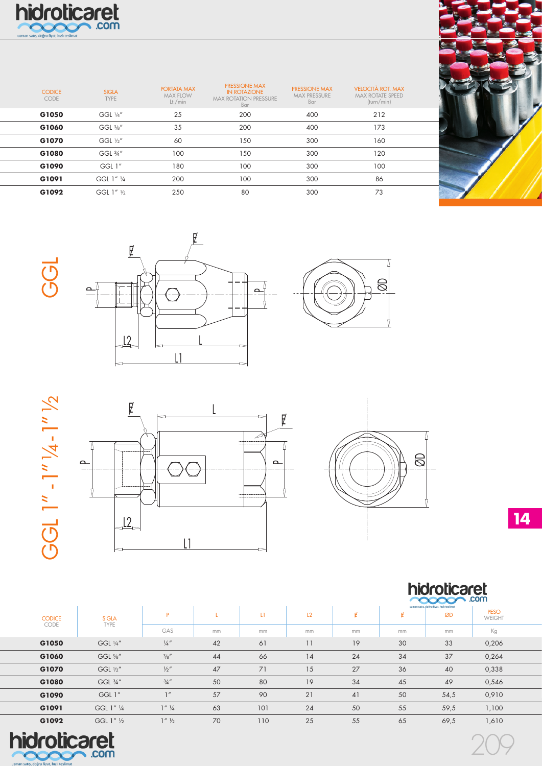| CODICE CODE | SIGLA TYPE | PORTATA MAX MAX FLOW Lt./min | PRESSIONE MAX IN ROTAZIONE MAX ROTATION PRESSURE Bar | PRESSIONE MAX MAX PRESSURE Bar | VELOCITÀ ROT. MAX MAX ROTATE SPEED (turn/min) |
|---|---|---|---|---|---|
| **G1050** | GGL ¼" | 25 | 200 | 400 | 212 |
| **G1060** | GGL ⅜" | 35 | 200 | 400 | 173 |
| **G1070** | GGL ½" | 60 | 150 | 300 | 160 |
| **G1080** | GGL ¾" | 100 | 150 | 300 | 120 |
| **G1090** | GGL 1" | 180 | 100 | 300 | 100 |
| **G1091** | GGL 1" ¼ | 200 | 100 | 300 | 86 |
| **G1092** | GGL 1" ½ | 250 | 80 | 300 | 73 |

GGL

GGL 1" - 1" 1/4 - 1" 1/2

| CODICE CODE | SIGLA TYPE | P | L | L1 | L2 | ⊭ | ⊭ | ØD | PESO WEIGHT |
|---|---|---|---|---|---|---|---|---|---|
| | | GAS | mm | mm | mm | mm | mm | mm | Kg |
| **G1050** | GGL ¼" | ¼" | 42 | 61 | 11 | 19 | 30 | 33 | 0,206 |
| **G1060** | GGL ⅜" | ⅜" | 44 | 66 | 14 | 24 | 34 | 37 | 0,264 |
| **G1070** | GGL ½" | ½" | 47 | 71 | 15 | 27 | 36 | 40 | 0,338 |
| **G1080** | GGL ¾" | ¾" | 50 | 80 | 19 | 34 | 45 | 49 | 0,546 |
| **G1090** | GGL 1" | 1" | 57 | 90 | 21 | 41 | 50 | 54,5 | 0,910 |
| **G1091** | GGL 1" ¼ | 1" ¼ | 63 | 101 | 24 | 50 | 55 | 59,5 | 1,100 |
| **G1092** | GGL 1" ½ | 1" ½ | 70 | 110 | 25 | 55 | 65 | 69,5 | 1,610 |